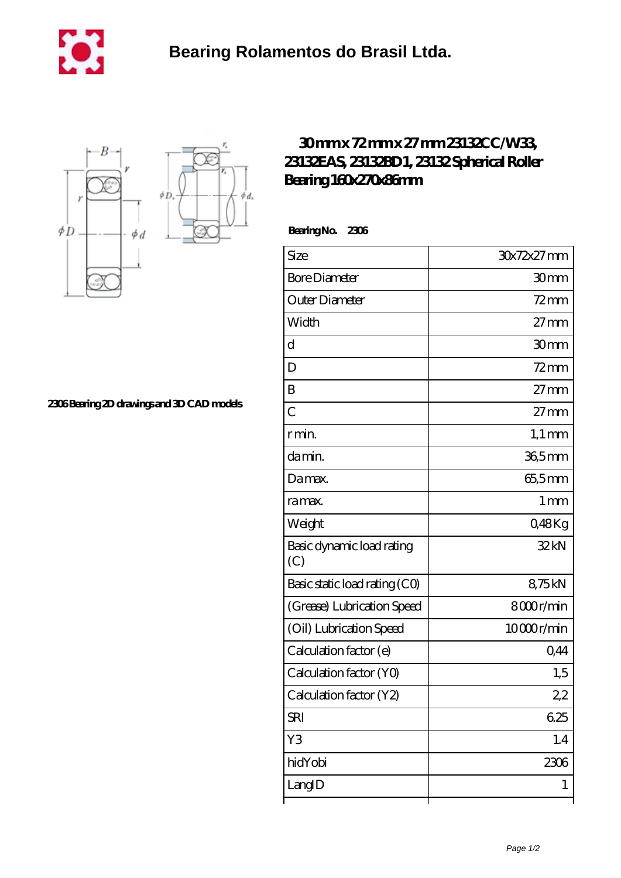# Bearing Rolamentos do Brasil Ltda.

## 30 mm x 72 mm x 27 mm 23132CC/W33, 23132EAS, 23132BD1, 23132 Spherical Roller Bearing 160x270x86mm

**Bearing No. 2306**

2306 Bearing 2D drawings and 3D CAD models

| Size | 30x72x27 mm |
|---|---|
| Bore Diameter | 30 mm |
| Outer Diameter | 72 mm |
| Width | 27 mm |
| d | 30 mm |
| D | 72 mm |
| B | 27 mm |
| C | 27 mm |
| r min. | 1,1 mm |
| da min. | 36,5 mm |
| Da max. | 65,5 mm |
| ra max. | 1 mm |
| Weight | 0,48 Kg |
| Basic dynamic load rating (C) | 32 kN |
| Basic static load rating (C0) | 8,75 kN |
| (Grease) Lubrication Speed | 8 000 r/min |
| (Oil) Lubrication Speed | 10 000 r/min |
| Calculation factor (e) | 0,44 |
| Calculation factor (Y0) | 1,5 |
| Calculation factor (Y2) | 2,2 |
| SRI | 6.25 |
| Y3 | 1.4 |
| hidYobi | 2306 |
| LangID | 1 |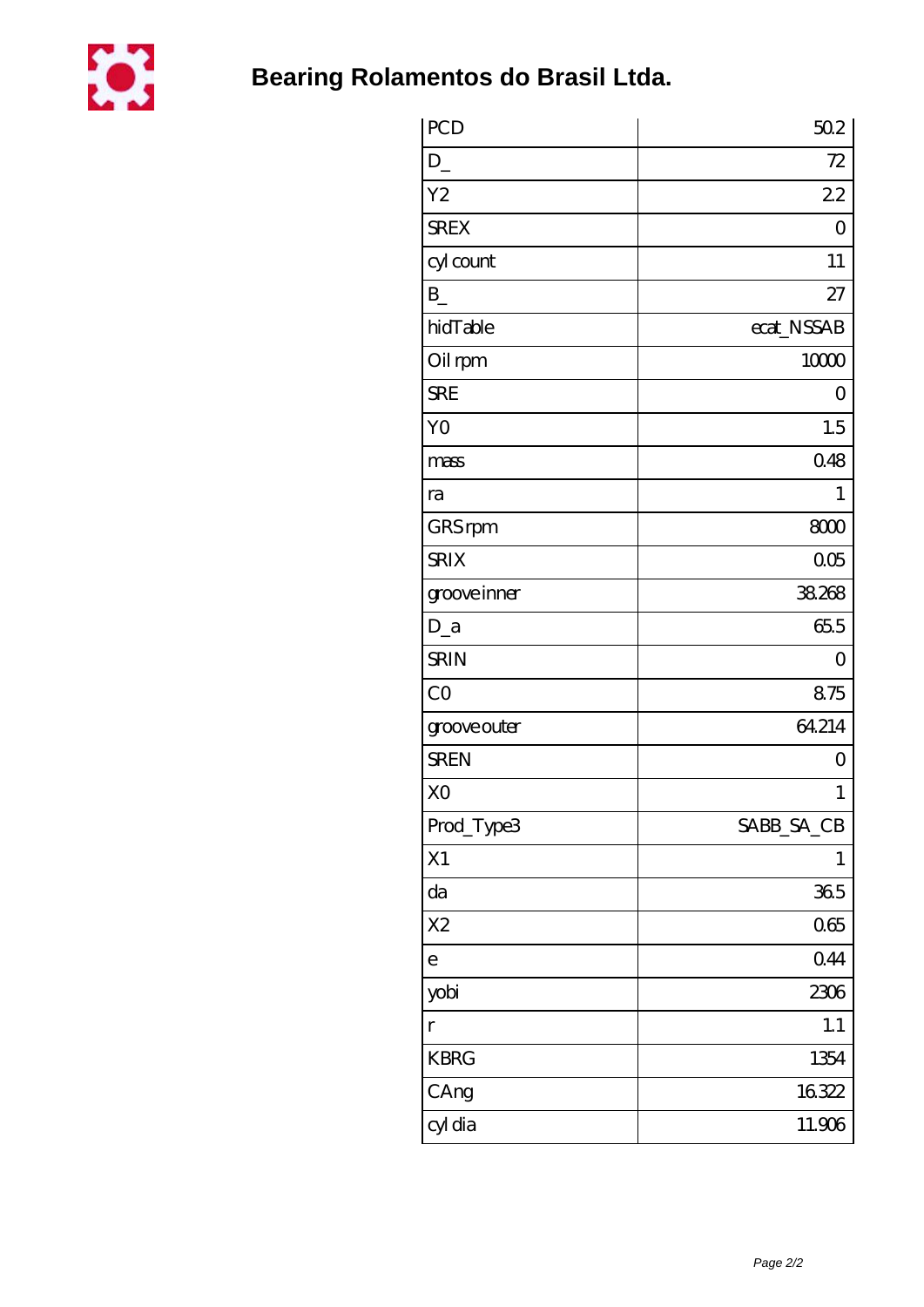| | |
|---|---|
| PCD | 50.2 |
| D_ | 72 |
| Y2 | 2.2 |
| SREX | 0 |
| cyl count | 11 |
| B_ | 27 |
| hidTable | ecat_NSSAB |
| Oil rpm | 10000 |
| SRE | 0 |
| Y0 | 1.5 |
| mass | 0.48 |
| ra | 1 |
| GRS rpm | 8000 |
| SRIX | 0.05 |
| groove inner | 38.268 |
| D_a | 65.5 |
| SRIN | 0 |
| C0 | 8.75 |
| groove outer | 64.214 |
| SREN | 0 |
| X0 | 1 |
| Prod_Type3 | SABB_SA_CB |
| X1 | 1 |
| da | 36.5 |
| X2 | 0.65 |
| e | 0.44 |
| yobi | 2306 |
| r | 1.1 |
| KBRG | 1354 |
| CAng | 16.322 |
| cyl dia | 11.906 |